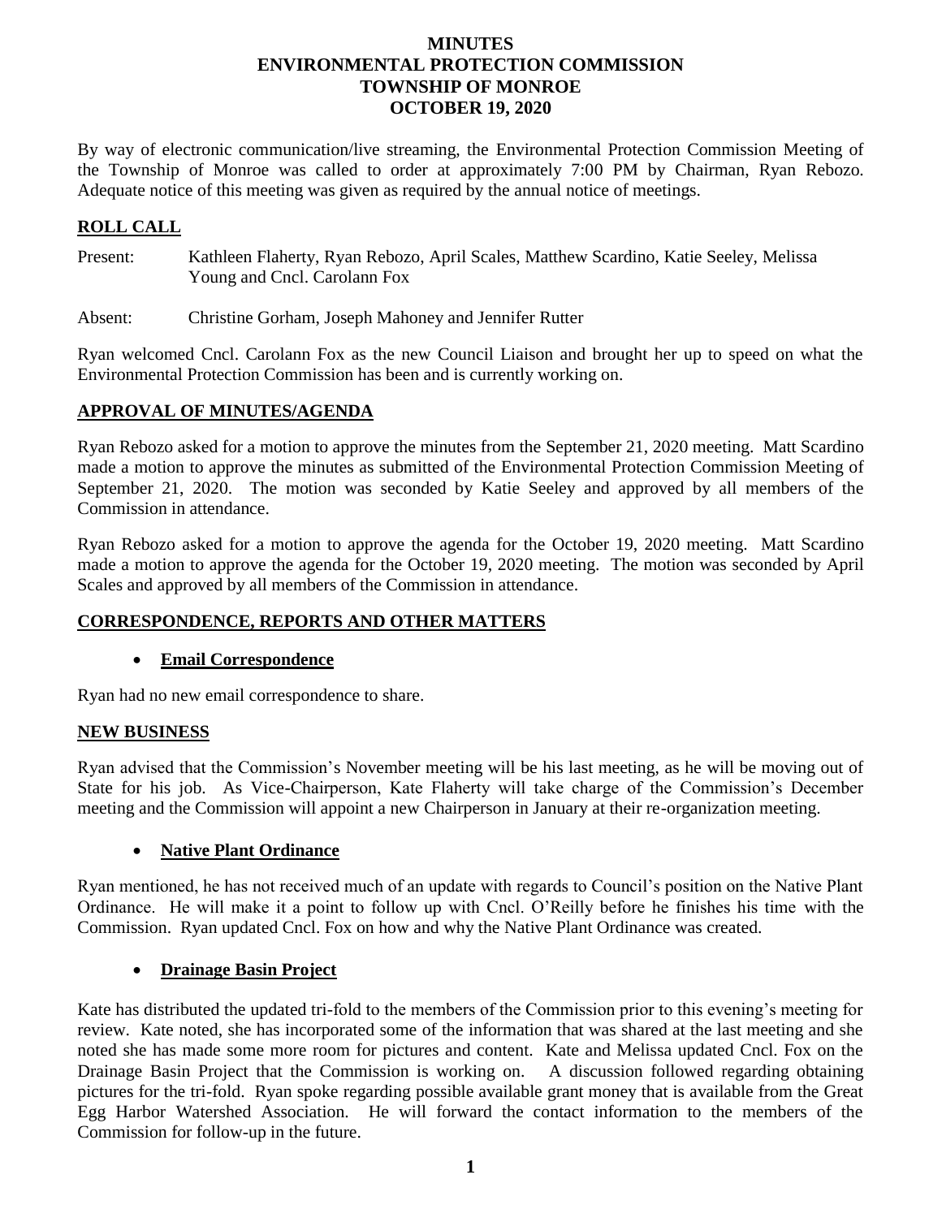# MINUTES
# ENVIRONMENTAL PROTECTION COMMISSION
# TOWNSHIP OF MONROE
# OCTOBER 19, 2020

By way of electronic communication/live streaming, the Environmental Protection Commission Meeting of the Township of Monroe was called to order at approximately 7:00 PM by Chairman, Ryan Rebozo. Adequate notice of this meeting was given as required by the annual notice of meetings.

## ROLL CALL

Present: Kathleen Flaherty, Ryan Rebozo, April Scales, Matthew Scardino, Katie Seeley, Melissa Young and Cncl. Carolann Fox

Absent: Christine Gorham, Joseph Mahoney and Jennifer Rutter

Ryan welcomed Cncl. Carolann Fox as the new Council Liaison and brought her up to speed on what the Environmental Protection Commission has been and is currently working on.

## APPROVAL OF MINUTES/AGENDA

Ryan Rebozo asked for a motion to approve the minutes from the September 21, 2020 meeting. Matt Scardino made a motion to approve the minutes as submitted of the Environmental Protection Commission Meeting of September 21, 2020. The motion was seconded by Katie Seeley and approved by all members of the Commission in attendance.

Ryan Rebozo asked for a motion to approve the agenda for the October 19, 2020 meeting. Matt Scardino made a motion to approve the agenda for the October 19, 2020 meeting. The motion was seconded by April Scales and approved by all members of the Commission in attendance.

## CORRESPONDENCE, REPORTS AND OTHER MATTERS

- **Email Correspondence**

Ryan had no new email correspondence to share.

## NEW BUSINESS

Ryan advised that the Commission's November meeting will be his last meeting, as he will be moving out of State for his job. As Vice-Chairperson, Kate Flaherty will take charge of the Commission's December meeting and the Commission will appoint a new Chairperson in January at their re-organization meeting.

- **Native Plant Ordinance**

Ryan mentioned, he has not received much of an update with regards to Council's position on the Native Plant Ordinance. He will make it a point to follow up with Cncl. O'Reilly before he finishes his time with the Commission. Ryan updated Cncl. Fox on how and why the Native Plant Ordinance was created.

- **Drainage Basin Project**

Kate has distributed the updated tri-fold to the members of the Commission prior to this evening's meeting for review. Kate noted, she has incorporated some of the information that was shared at the last meeting and she noted she has made some more room for pictures and content. Kate and Melissa updated Cncl. Fox on the Drainage Basin Project that the Commission is working on. A discussion followed regarding obtaining pictures for the tri-fold. Ryan spoke regarding possible available grant money that is available from the Great Egg Harbor Watershed Association. He will forward the contact information to the members of the Commission for follow-up in the future.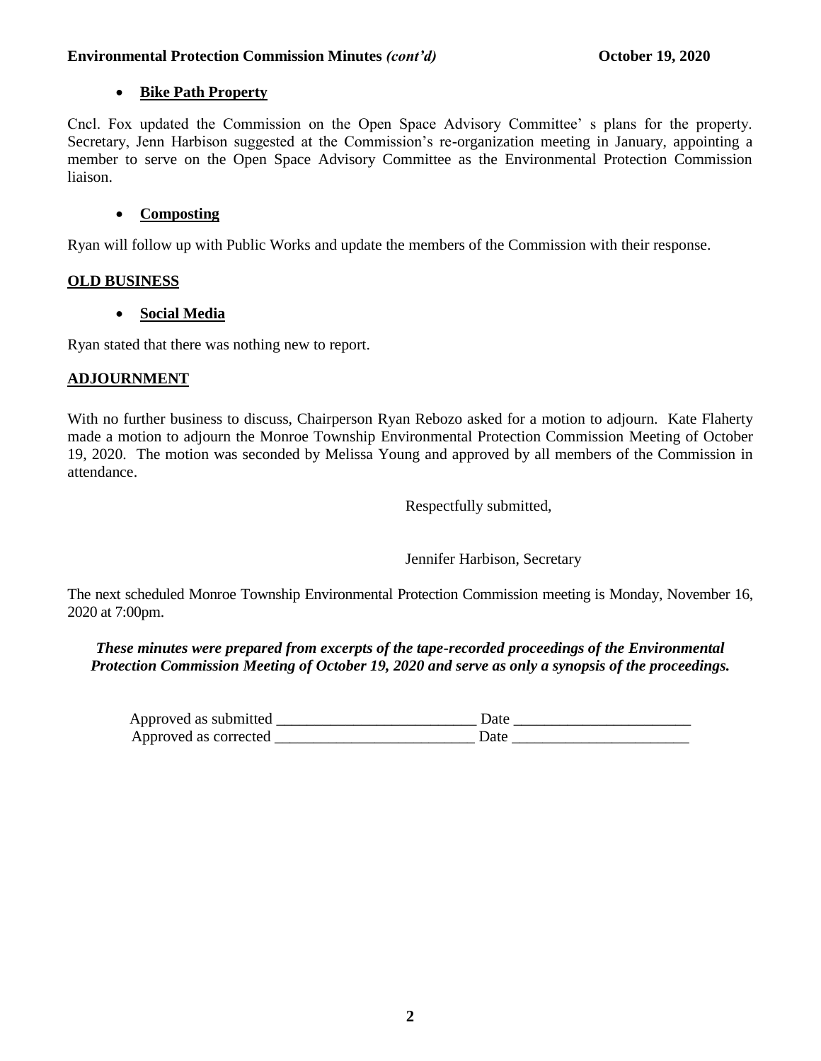- **Bike Path Property**

Cncl. Fox updated the Commission on the Open Space Advisory Committee' s plans for the property. Secretary, Jenn Harbison suggested at the Commission's re-organization meeting in January, appointing a member to serve on the Open Space Advisory Committee as the Environmental Protection Commission liaison.

- **Composting**

Ryan will follow up with Public Works and update the members of the Commission with their response.

## OLD BUSINESS

- **Social Media**

Ryan stated that there was nothing new to report.

## ADJOURNMENT

With no further business to discuss, Chairperson Ryan Rebozo asked for a motion to adjourn. Kate Flaherty made a motion to adjourn the Monroe Township Environmental Protection Commission Meeting of October 19, 2020. The motion was seconded by Melissa Young and approved by all members of the Commission in attendance.

Respectfully submitted,

Jennifer Harbison, Secretary

The next scheduled Monroe Township Environmental Protection Commission meeting is Monday, November 16, 2020 at 7:00pm.

***These minutes were prepared from excerpts of the tape-recorded proceedings of the Environmental Protection Commission Meeting of October 19, 2020 and serve as only a synopsis of the proceedings.***

Approved as submitted __________________________ Date ______________________

Approved as corrected __________________________ Date ______________________